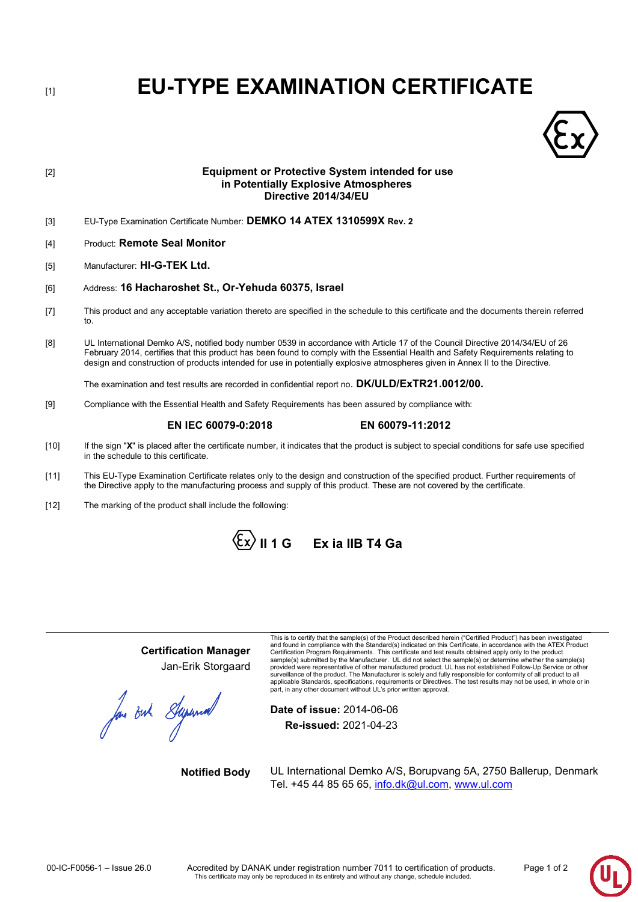[1]

# EU-TYPE EXAMINATION CERTIFICATE

[2]

**Equipment or Protective System intended for use in Potentially Explosive Atmospheres Directive 2014/34/EU**

[3] EU-Type Examination Certificate Number: **DEMKO 14 ATEX 1310599X Rev. 2**

[4] Product: **Remote Seal Monitor**

[5] Manufacturer: **HI-G-TEK Ltd.**

[6] Address: **16 Hacharoshet St., Or-Yehuda 60375, Israel**

[7] This product and any acceptable variation thereto are specified in the schedule to this certificate and the documents therein referred to.

[8] UL International Demko A/S, notified body number 0539 in accordance with Article 17 of the Council Directive 2014/34/EU of 26 February 2014, certifies that this product has been found to comply with the Essential Health and Safety Requirements relating to design and construction of products intended for use in potentially explosive atmospheres given in Annex II to the Directive.

The examination and test results are recorded in confidential report no. **DK/ULD/ExTR21.0012/00.**

[9] Compliance with the Essential Health and Safety Requirements has been assured by compliance with:

**EN IEC 60079-0:2018** **EN 60079-11:2012**

[10] If the sign "**X**" is placed after the certificate number, it indicates that the product is subject to special conditions for safe use specified in the schedule to this certificate.

[11] This EU-Type Examination Certificate relates only to the design and construction of the specified product. Further requirements of the Directive apply to the manufacturing process and supply of this product. These are not covered by the certificate.

[12] The marking of the product shall include the following:

**Ex II 1 G Ex ia IIB T4 Ga**

---

**Certification Manager**
Jan-Erik Storgaard

This is to certify that the sample(s) of the Product described herein ("Certified Product") has been investigated and found in compliance with the Standard(s) indicated on this Certificate, in accordance with the ATEX Product Certification Program Requirements. This certificate and test results obtained apply only to the product sample(s) submitted by the Manufacturer. UL did not select the sample(s) or determine whether the sample(s) provided were representative of other manufactured product. UL has not established Follow-Up Service or other surveillance of the product. The Manufacturer is solely and fully responsible for conformity of all product to all applicable Standards, specifications, requirements or Directives. The test results may not be used, in whole or in part, in any other document without UL's prior written approval.

**Date of issue:** 2014-06-06
**Re-issued:** 2021-04-23

**Notified Body** UL International Demko A/S, Borupvang 5A, 2750 Ballerup, Denmark
Tel. +45 44 85 65 65, info.dk@ul.com, www.ul.com

00-IC-F0056-1 – Issue 26.0 Accredited by DANAK under registration number 7011 to certification of products.
This certificate may only be reproduced in its entirety and without any change, schedule included.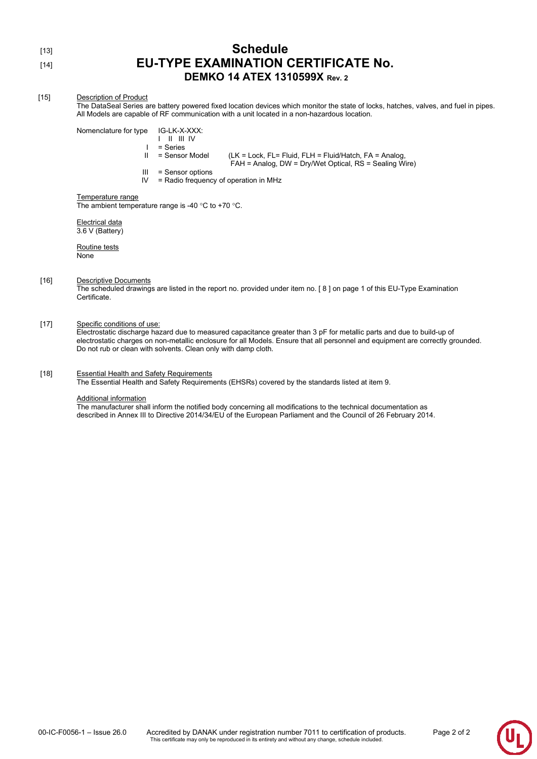[13]

# Schedule

[14]

# EU-TYPE EXAMINATION CERTIFICATE No.

## DEMKO 14 ATEX 1310599X Rev. 2

[15] Description of Product

The DataSeal Series are battery powered fixed location devices which monitor the state of locks, hatches, valves, and fuel in pipes. All Models are capable of RF communication with a unit located in a non-hazardous location.

Nomenclature for type IG-LK-X-XXX:

I II III IV

- I = Series
- II = Sensor Model (LK = Lock, FL= Fluid, FLH = Fluid/Hatch, FA = Analog, FAH = Analog, DW = Dry/Wet Optical, RS = Sealing Wire)
- III = Sensor options
- IV = Radio frequency of operation in MHz

Temperature range

The ambient temperature range is -40 °C to +70 °C.

Electrical data

3.6 V (Battery)

Routine tests

None

[16] Descriptive Documents

The scheduled drawings are listed in the report no. provided under item no. [ 8 ] on page 1 of this EU-Type Examination Certificate.

[17] Specific conditions of use:

Electrostatic discharge hazard due to measured capacitance greater than 3 pF for metallic parts and due to build-up of electrostatic charges on non-metallic enclosure for all Models. Ensure that all personnel and equipment are correctly grounded. Do not rub or clean with solvents. Clean only with damp cloth.

[18] Essential Health and Safety Requirements

The Essential Health and Safety Requirements (EHSRs) covered by the standards listed at item 9.

Additional information

The manufacturer shall inform the notified body concerning all modifications to the technical documentation as described in Annex III to Directive 2014/34/EU of the European Parliament and the Council of 26 February 2014.

00-IC-F0056-1 – Issue 26.0 Accredited by DANAK under registration number 7011 to certification of products.
This certificate may only be reproduced in its entirety and without any change, schedule included.